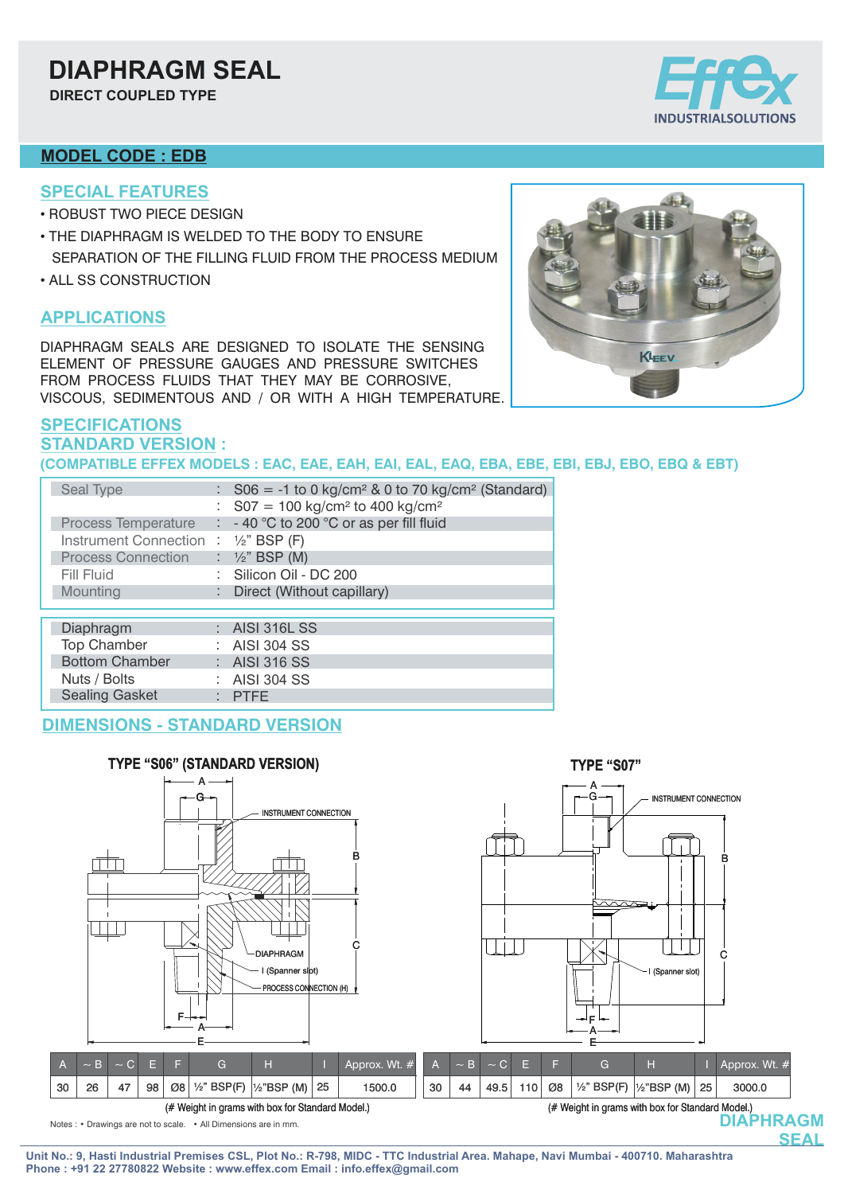# DIAPHRAGM SEAL

**DIRECT COUPLED TYPE**

**INDUSTRIALSOLUTIONS**

## MODEL CODE : EDB

### SPECIAL FEATURES

- ROBUST TWO PIECE DESIGN
- THE DIAPHRAGM IS WELDED TO THE BODY TO ENSURE SEPARATION OF THE FILLING FLUID FROM THE PROCESS MEDIUM
- ALL SS CONSTRUCTION

### APPLICATIONS

DIAPHRAGM SEALS ARE DESIGNED TO ISOLATE THE SENSING ELEMENT OF PRESSURE GAUGES AND PRESSURE SWITCHES FROM PROCESS FLUIDS THAT THEY MAY BE CORROSIVE, VISCOUS, SEDIMENTOUS AND / OR WITH A HIGH TEMPERATURE.

### SPECIFICATIONS

### STANDARD VERSION :

**(COMPATIBLE EFFEX MODELS : EAC, EAE, EAH, EAI, EAL, EAQ, EBA, EBE, EBI, EBJ, EBO, EBQ & EBT)**

| | | |
|---|---|---|
| Seal Type | : | S06 = -1 to 0 kg/cm² & 0 to 70 kg/cm² (Standard) |
| | : | S07 = 100 kg/cm² to 400 kg/cm² |
| Process Temperature | : | - 40 °C to 200 °C or as per fill fluid |
| Instrument Connection | : | ½" BSP (F) |
| Process Connection | : | ½" BSP (M) |
| Fill Fluid | : | Silicon Oil - DC 200 |
| Mounting | : | Direct (Without capillary) |

| | | |
|---|---|---|
| Diaphragm | : | AISI 316L SS |
| Top Chamber | : | AISI 304 SS |
| Bottom Chamber | : | AISI 316 SS |
| Nuts / Bolts | : | AISI 304 SS |
| Sealing Gasket | : | PTFE |

### DIMENSIONS - STANDARD VERSION

**TYPE "S06" (STANDARD VERSION)**

INSTRUMENT CONNECTION, DIAPHRAGM, I (Spanner slot), PROCESS CONNECTION (H)

| A | ~ B | ~ C | E | F | G | H | I | Approx. Wt. # |
|---|---|---|---|---|---|---|---|---|
| 30 | 26 | 47 | 98 | Ø8 | ½" BSP(F) | ½"BSP (M) | 25 | 1500.0 |

(# Weight in grams with box for Standard Model.)

**TYPE "S07"**

INSTRUMENT CONNECTION, I (Spanner slot)

| A | ~ B | ~ C | E | F | G | H | I | Approx. Wt. # |
|---|---|---|---|---|---|---|---|---|
| 30 | 44 | 49.5 | 110 | Ø8 | ½" BSP(F) | ½"BSP (M) | 25 | 3000.0 |

(# Weight in grams with box for Standard Model.)

Notes : • Drawings are not to scale. • All Dimensions are in mm.

**DIAPHRAGM SEAL**

Unit No.: 9, Hasti Industrial Premises CSL, Plot No.: R-798, MIDC - TTC Industrial Area. Mahape, Navi Mumbai - 400710. Maharashtra
Phone : +91 22 27780822 Website : www.effex.com Email : info.effex@gmail.com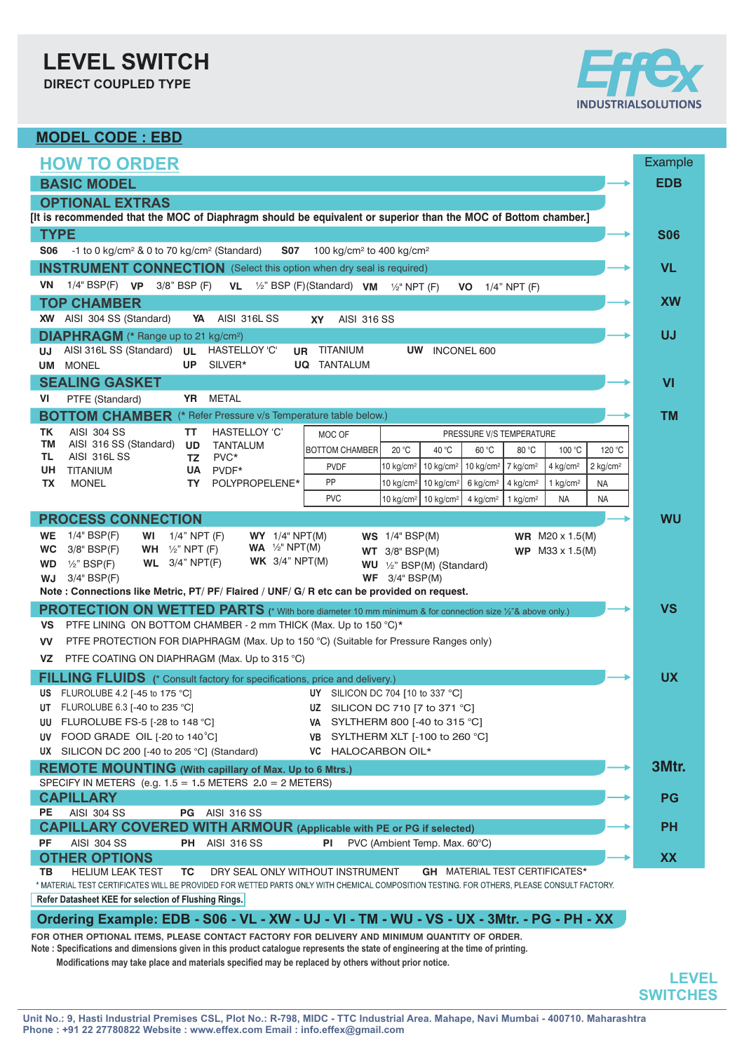# LEVEL SWITCH

**DIRECT COUPLED TYPE**

Effex INDUSTRIALSOLUTIONS

## MODEL CODE : EBD

## HOW TO ORDER

| Section | Example |
|---|---|
| BASIC MODEL | EDB |
| OPTIONAL EXTRAS | |
| TYPE | S06 |
| INSTRUMENT CONNECTION | VL |
| TOP CHAMBER | XW |
| DIAPHRAGM | UJ |
| SEALING GASKET | VI |
| BOTTOM CHAMBER | TM |
| PROCESS CONNECTION | WU |
| PROTECTION ON WETTED PARTS | VS |
| FILLING FLUIDS | UX |
| REMOTE MOUNTING | 3Mtr. |
| CAPILLARY | PG |
| CAPILLARY COVERED WITH ARMOUR | PH |
| OTHER OPTIONS | XX |

### BASIC MODEL

### OPTIONAL EXTRAS

**[It is recommended that the MOC of Diaphragm should be equivalent or superior than the MOC of Bottom chamber.]**

### TYPE

**S06** -1 to 0 kg/cm² & 0 to 70 kg/cm² (Standard) **S07** 100 kg/cm² to 400 kg/cm²

### INSTRUMENT CONNECTION (Select this option when dry seal is required)

**VN** 1/4" BSP(F) **VP** 3/8" BSP (F) **VL** ½" BSP (F)(Standard) **VM** ½" NPT (F) **VO** 1/4" NPT (F)

### TOP CHAMBER

**XW** AISI 304 SS (Standard) **YA** AISI 316L SS **XY** AISI 316 SS

### DIAPHRAGM (* Range up to 21 kg/cm²)

**UJ** AISI 316L SS (Standard) **UL** HASTELLOY 'C' **UR** TITANIUM **UW** INCONEL 600
**UM** MONEL **UP** SILVER* **UQ** TANTALUM

### SEALING GASKET

**VI** PTFE (Standard) **YR** METAL

### BOTTOM CHAMBER (* Refer Pressure v/s Temperature table below.)

**TK** AISI 304 SS **TT** HASTELLOY 'C'
**TM** AISI 316 SS (Standard) **UD** TANTALUM
**TL** AISI 316L SS **TZ** PVC*
**UH** TITANIUM **UA** PVDF*
**TX** MONEL **TY** POLYPROPELENE*

| MOC OF BOTTOM CHAMBER | PRESSURE V/S TEMPERATURE | | | | | |
|---|---|---|---|---|---|---|
| | 20 °C | 40 °C | 60 °C | 80 °C | 100 °C | 120 °C |
| PVDF | 10 kg/cm² | 10 kg/cm² | 10 kg/cm² | 7 kg/cm² | 4 kg/cm² | 2 kg/cm² |
| PP | 10 kg/cm² | 10 kg/cm² | 6 kg/cm² | 4 kg/cm² | 1 kg/cm² | NA |
| PVC | 10 kg/cm² | 10 kg/cm² | 4 kg/cm² | 1 kg/cm² | NA | NA |

### PROCESS CONNECTION

**WE** 1/4" BSP(F) **WI** 1/4" NPT (F) **WY** 1/4" NPT(M) **WS** 1/4" BSP(M) **WR** M20 x 1.5(M)
**WC** 3/8" BSP(F) **WH** ½" NPT (F) **WA** ½" NPT(M) **WT** 3/8" BSP(M) **WP** M33 x 1.5(M)
**WD** ½" BSP(F) **WL** 3/4" NPT(F) **WK** 3/4" NPT(M) **WU** ½" BSP(M) (Standard)
**WJ** 3/4" BSP(F) **WF** 3/4" BSP(M)

**Note : Connections like Metric, PT/ PF/ Flaired / UNF/ G/ R etc can be provided on request.**

### PROTECTION ON WETTED PARTS (* With bore diameter 10 mm minimum & for connection size ½"& above only.)

**VS** PTFE LINING ON BOTTOM CHAMBER - 2 mm THICK (Max. Up to 150 °C)*
**VV** PTFE PROTECTION FOR DIAPHRAGM (Max. Up to 150 °C) (Suitable for Pressure Ranges only)
**VZ** PTFE COATING ON DIAPHRAGM (Max. Up to 315 °C)

### FILLING FLUIDS (* Consult factory for specifications, price and delivery.)

**US** FLUROLUBE 4.2 [-45 to 175 °C] **UY** SILICON DC 704 [10 to 337 °C]
**UT** FLUROLUBE 6.3 [-40 to 235 °C] **UZ** SILICON DC 710 [7 to 371 °C]
**UU** FLUROLUBE FS-5 [-28 to 148 °C] **VA** SYLTHERM 800 [-40 to 315 °C]
**UV** FOOD GRADE OIL [-20 to 140°C] **VB** SYLTHERM XLT [-100 to 260 °C]
**UX** SILICON DC 200 [-40 to 205 °C] (Standard) **VC** HALOCARBON OIL*

### REMOTE MOUNTING (With capillary of Max. Up to 6 Mtrs.)

SPECIFY IN METERS (e.g. 1.5 = 1.5 METERS 2.0 = 2 METERS)

### CAPILLARY

**PE** AISI 304 SS **PG** AISI 316 SS

### CAPILLARY COVERED WITH ARMOUR (Applicable with PE or PG if selected)

**PF** AISI 304 SS **PH** AISI 316 SS **PI** PVC (Ambient Temp. Max. 60°C)

### OTHER OPTIONS

**TB** HELIUM LEAK TEST **TC** DRY SEAL ONLY WITHOUT INSTRUMENT **GH** MATERIAL TEST CERTIFICATES*

* MATERIAL TEST CERTIFICATES WILL BE PROVIDED FOR WETTED PARTS ONLY WITH CHEMICAL COMPOSITION TESTING. FOR OTHERS, PLEASE CONSULT FACTORY.

**Refer Datasheet KEE for selection of Flushing Rings.**

## Ordering Example: EDB - S06 - VL - XW - UJ - VI - TM - WU - VS - UX - 3Mtr. - PG - PH - XX

**FOR OTHER OPTIONAL ITEMS, PLEASE CONTACT FACTORY FOR DELIVERY AND MINIMUM QUANTITY OF ORDER.**

**Note : Specifications and dimensions given in this product catalogue represents the state of engineering at the time of printing. Modifications may take place and materials specified may be replaced by others without prior notice.**

LEVEL SWITCHES

Unit No.: 9, Hasti Industrial Premises CSL, Plot No.: R-798, MIDC - TTC Industrial Area. Mahape, Navi Mumbai - 400710. Maharashtra
Phone : +91 22 27780822 Website : www.effex.com Email : info.effex@gmail.com